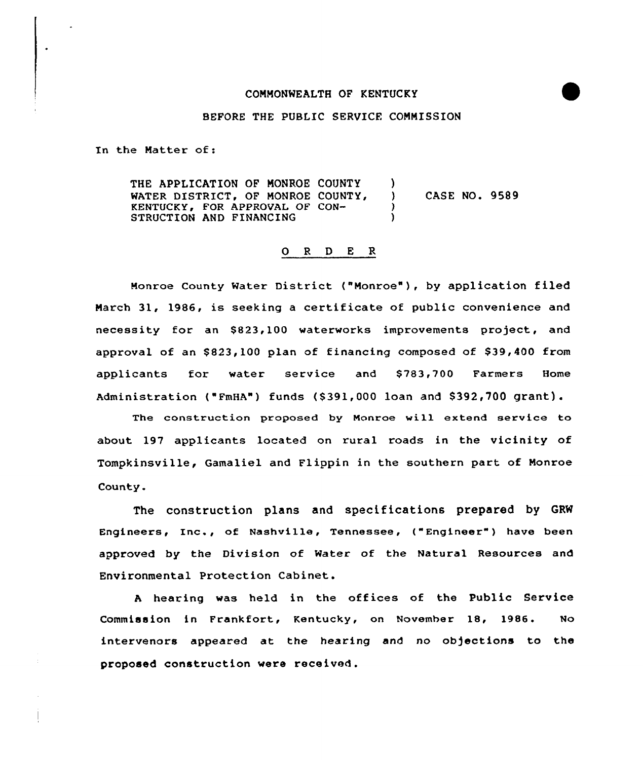COMMONWEALTH OF KENTUCKY

BEFORE THE PUBLIC SERVICE COMMISSION

In the Matter of:

| | | |
|---|---|---|
| THE APPLICATION OF MONROE COUNTY WATER DISTRICT, OF MONROE COUNTY, KENTUCKY, FOR APPROVAL OF CONSTRUCTION AND FINANCING | ) ) ) ) | CASE NO. 9589 |

## O R D E R

Monroe County Water District ("Monroe"), by application filed March 31, 1986, is seeking a certificate of public convenience and necessity for an $823,100 waterworks improvements project, and approval of an $823,100 plan of financing composed of $39,400 from applicants for water service and $783,700 Farmers Home Administration ("FmHA") funds ($391,000 loan and $392,700 grant).

The construction proposed by Monroe will extend service to about 197 applicants located on rural roads in the vicinity of Tompkinsville, Gamaliel and Flippin in the southern part of Monroe County.

The construction plans and specifications prepared by GRW Engineers, Inc., of Nashville, Tennessee, ("Engineer") have been approved by the Division of Water of the Natural Resources and Environmental Protection Cabinet.

A hearing was held in the offices of the Public Service Commission in Frankfort, Kentucky, on November 18, 1986. No intervenors appeared at the hearing and no objections to the proposed construction were received.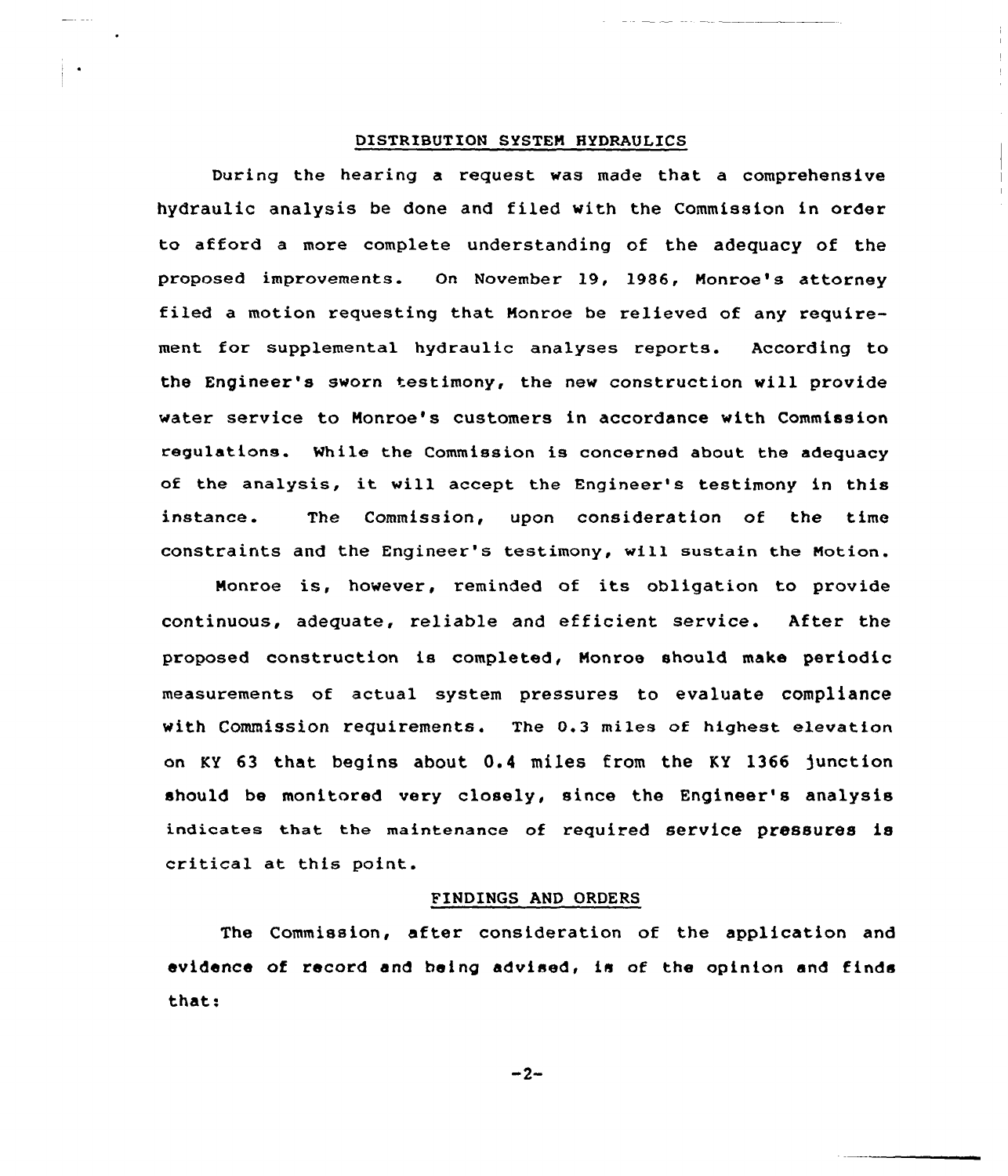## DISTRIBUTION SYSTEM HYDRAULICS

During the hearing a request was made that a comprehensive hydraulic analysis be done and filed with the Commission in order to afford a more complete understanding of the adequacy of the proposed improvements. On November 19, 1986, Monroe's attorney filed a motion requesting that Monroe be relieved of any requirement for supplemental hydraulic analyses reports. According to the Engineer's sworn testimony, the new construction will provide water service to Monroe's customers in accordance with Commission regulations. While the Commission is concerned about the adequacy of the analysis, it will accept the Engineer's testimony in this instance. The Commission, upon consideration of the time constraints and the Engineer's testimony, will sustain the Motion.

Monroe is, however, reminded of its obligation to provide continuous, adequate, reliable and efficient service. After the proposed construction is completed, Monroe should make periodic measurements of actual system pressures to evaluate compliance with Commission requirements. The 0.3 miles of highest elevation on KY 63 that begins about 0.4 miles from the KY 1366 junction should be monitored very closely, since the Engineer's analysis indicates that the maintenance of required service pressures is critical at this point.

## FINDINGS AND ORDERS

The Commission, after consideration of the application and evidence of record and being advised, is of the opinion and finds that: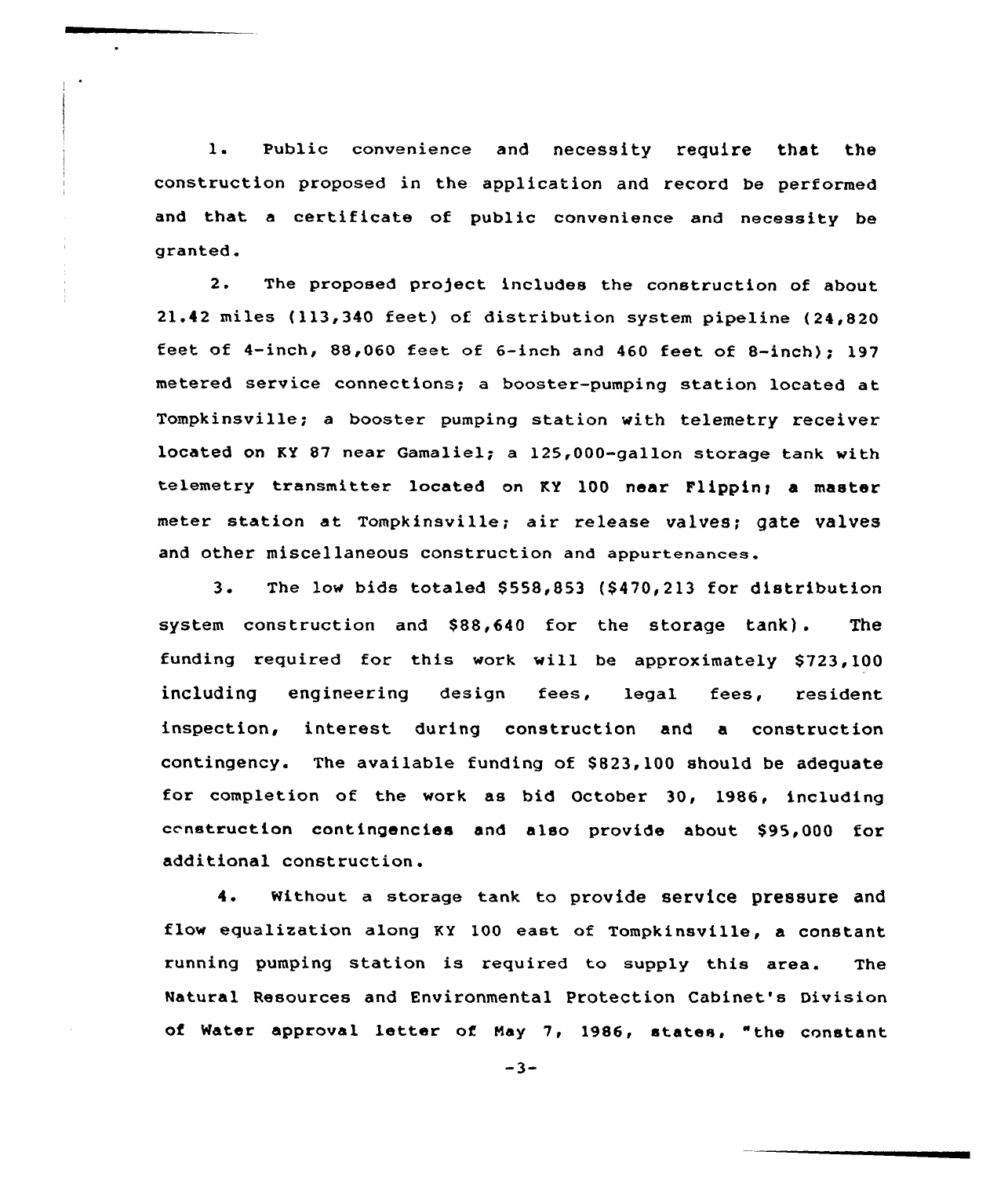1. Public convenience and necessity require that the construction proposed in the application and record be performed and that a certificate of public convenience and necessity be granted.

2. The proposed project includes the construction of about 21.42 miles (113,340 feet) of distribution system pipeline (24,820 feet of 4-inch, 88,060 feet of 6-inch and 460 feet of 8-inch); 197 metered service connections; a booster-pumping station located at Tompkinsville; a booster pumping station with telemetry receiver located on KY 87 near Gamaliel; a 125,000-gallon storage tank with telemetry transmitter located on KY 100 near Flippin; a master meter station at Tompkinsville; air release valves; gate valves and other miscellaneous construction and appurtenances.

3. The low bids totaled $558,853 ($470,213 for distribution system construction and $88,640 for the storage tank). The funding required for this work will be approximately $723,100 including engineering design fees, legal fees, resident inspection, interest during construction and a construction contingency. The available funding of $823,100 should be adequate for completion of the work as bid October 30, 1986, including construction contingencies and also provide about $95,000 for additional construction.

4. Without a storage tank to provide service pressure and flow equalization along KY 100 east of Tompkinsville, a constant running pumping station is required to supply this area. The Natural Resources and Environmental Protection Cabinet's Division of Water approval letter of May 7, 1986, states, "the constant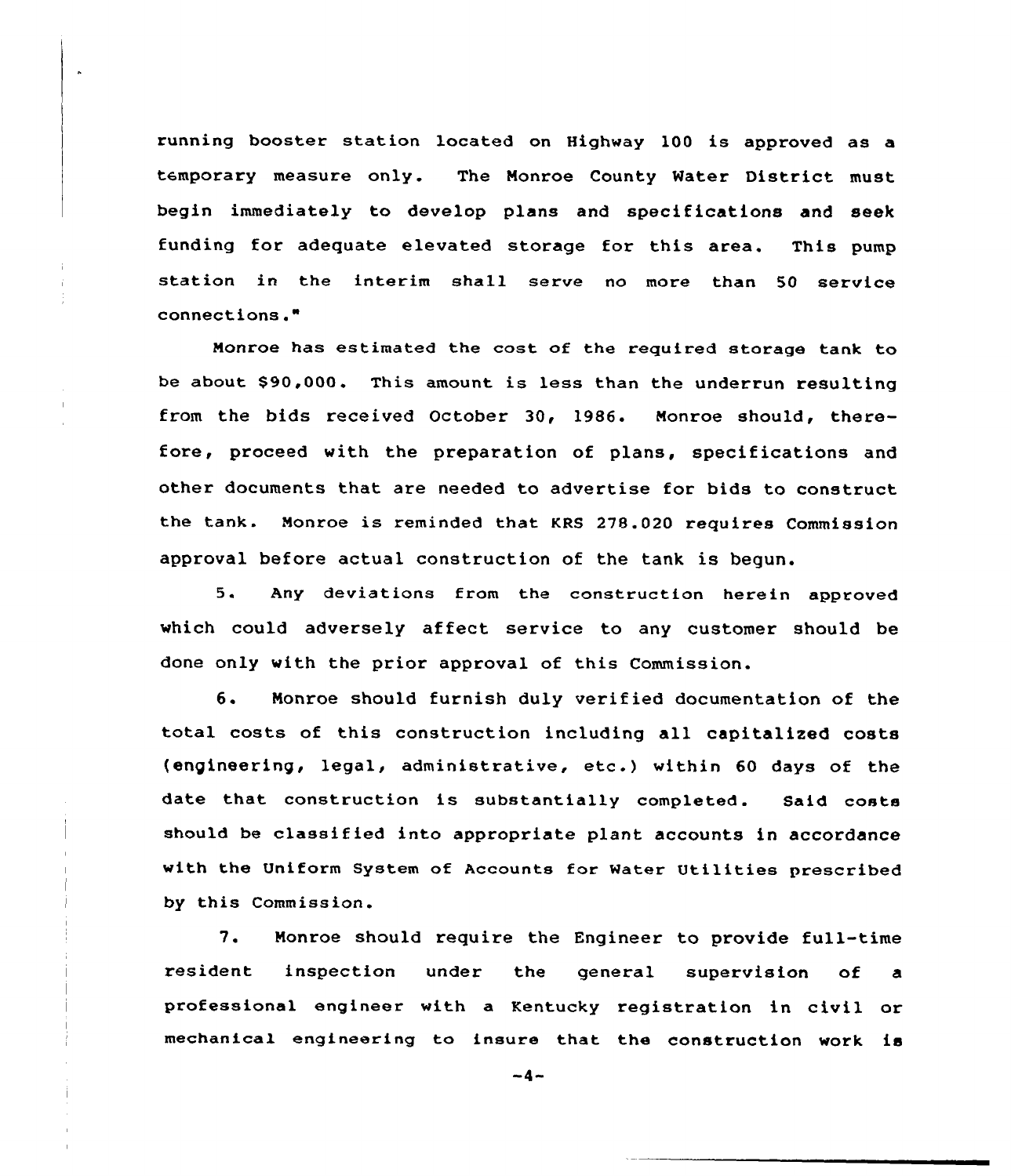running booster station located on Highway 100 is approved as a temporary measure only. The Monroe County Water District must begin immediately to develop plans and specifications and seek funding for adequate elevated storage for this area. This pump station in the interim shall serve no more than 50 service connections."

Monroe has estimated the cost of the required storage tank to be about $90,000. This amount is less than the underrun resulting from the bids received October 30, 1986. Monroe should, therefore, proceed with the preparation of plans, specifications and other documents that are needed to advertise for bids to construct the tank. Monroe is reminded that KRS 278.020 requires Commission approval before actual construction of the tank is begun.

5. Any deviations from the construction herein approved which could adversely affect service to any customer should be done only with the prior approval of this Commission.

6. Monroe should furnish duly verified documentation of the total costs of this construction including all capitalized costs (engineering, legal, administrative, etc.) within 60 days of the date that construction is substantially completed. Said costs should be classified into appropriate plant accounts in accordance with the Uniform System of Accounts for Water Utilities prescribed by this Commission.

7. Monroe should require the Engineer to provide full-time resident inspection under the general supervision of a professional engineer with a Kentucky registration in civil or mechanical engineering to insure that the construction work is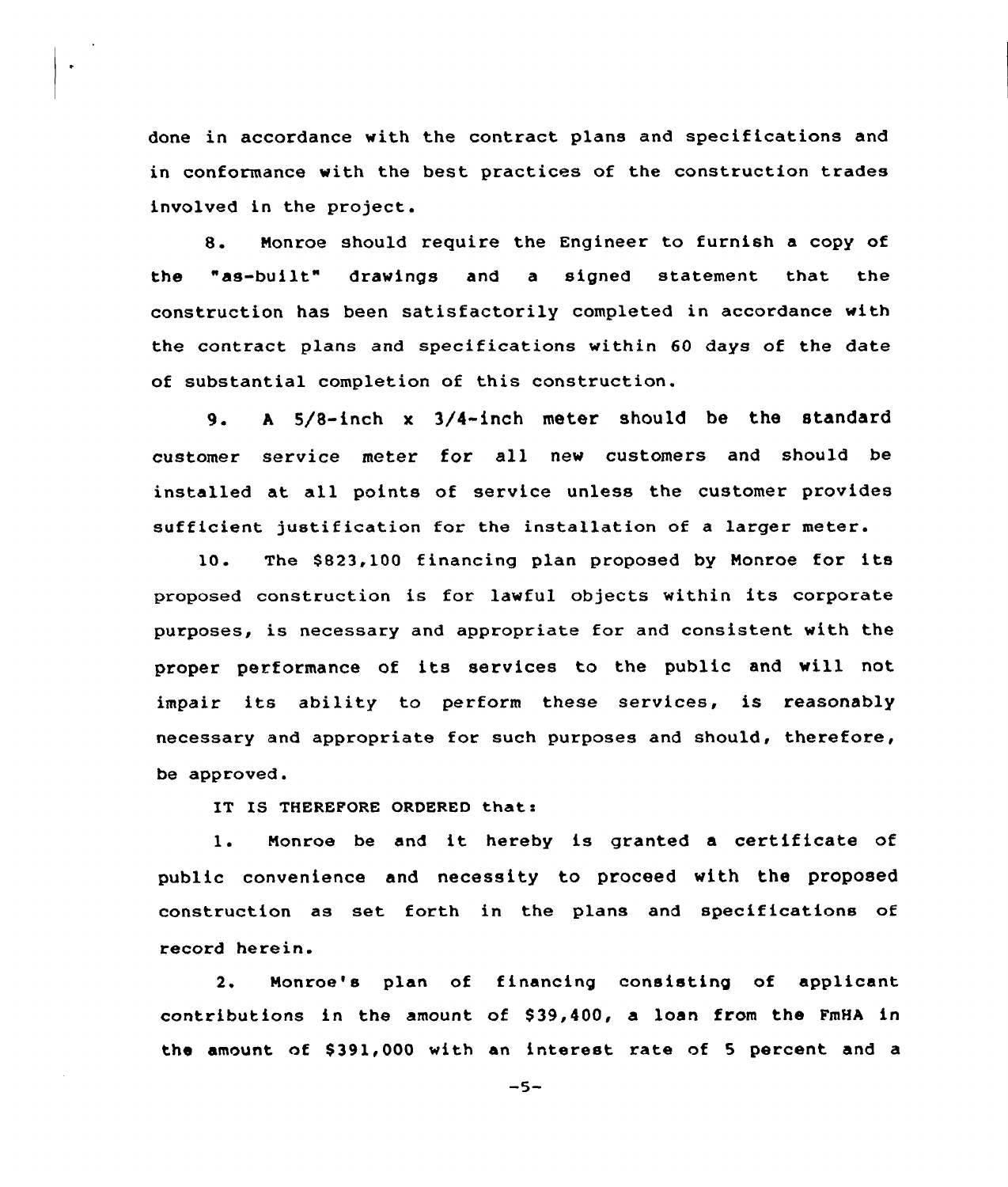done in accordance with the contract plans and specifications and in conformance with the best practices of the construction trades involved in the project.

8. Monroe should require the Engineer to furnish a copy of the "as-built" drawings and a signed statement that the construction has been satisfactorily completed in accordance with the contract plans and specifications within 60 days of the date of substantial completion of this construction.

9. A 5/8-inch x 3/4-inch meter should be the standard customer service meter for all new customers and should be installed at all points of service unless the customer provides sufficient justification for the installation of a larger meter.

10. The $823,100 financing plan proposed by Monroe for its proposed construction is for lawful objects within its corporate purposes, is necessary and appropriate for and consistent with the proper performance of its services to the public and will not impair its ability to perform these services, is reasonably necessary and appropriate for such purposes and should, therefore, be approved.

IT IS THEREFORE ORDERED that:

1. Monroe be and it hereby is granted a certificate of public convenience and necessity to proceed with the proposed construction as set forth in the plans and specifications of record herein.

2. Monroe's plan of financing consisting of applicant contributions in the amount of $39,400, a loan from the FmHA in the amount of $391,000 with an interest rate of 5 percent and a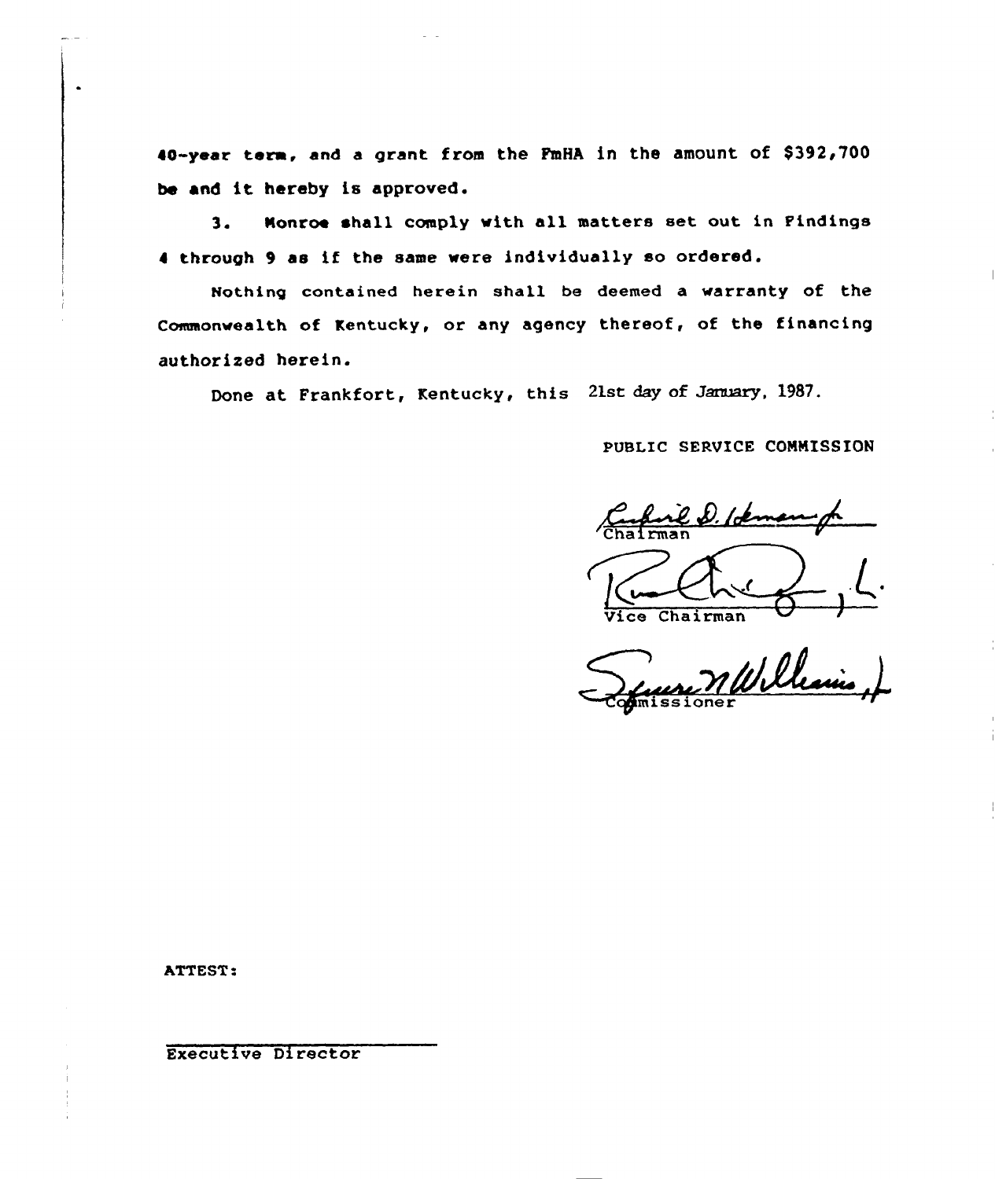40-year term, and a grant from the FmHA in the amount of $392,700 be and it hereby is approved.

3. Monroe shall comply with all matters set out in Findings 4 through 9 as if the same were individually so ordered.

Nothing contained herein shall be deemed a warranty of the Commonwealth of Kentucky, or any agency thereof, of the financing authorized herein.

Done at Frankfort, Kentucky, this 21st day of January, 1987.

PUBLIC SERVICE COMMISSION

Chairman

Vice Chairman

Commissioner

ATTEST:

Executive Director